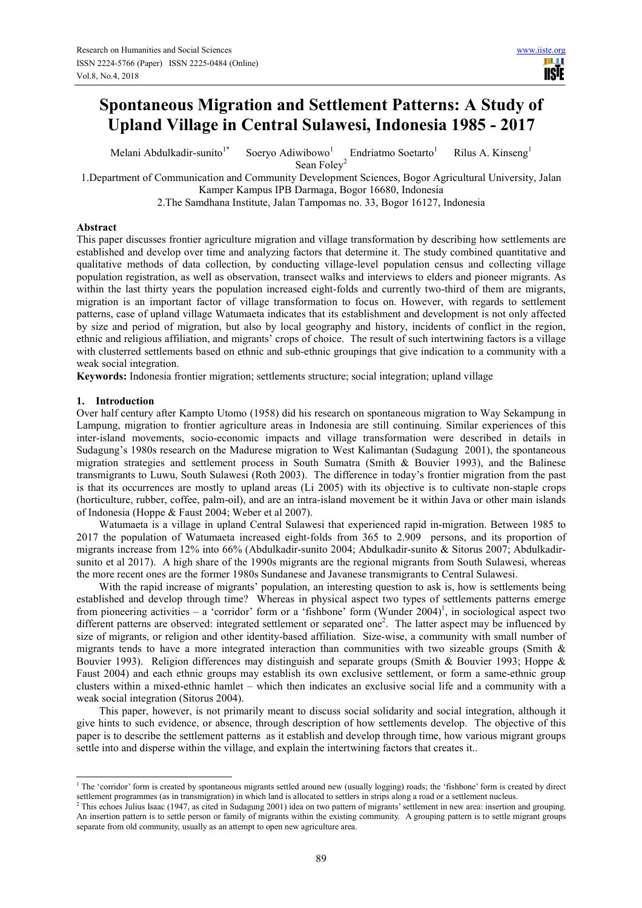# Spontaneous Migration and Settlement Patterns: A Study of Upland Village in Central Sulawesi, Indonesia 1985 - 2017

Melani Abdulkadir-sunito[1*] Soeryo Adiwibowo[1] Endriatmo Soetarto[1] Rilus A. Kinseng[1] Sean Foley[2]

1.Department of Communication and Community Development Sciences, Bogor Agricultural University, Jalan Kamper Kampus IPB Darmaga, Bogor 16680, Indonesia

2.The Samdhana Institute, Jalan Tampomas no. 33, Bogor 16127, Indonesia

## Abstract

This paper discusses frontier agriculture migration and village transformation by describing how settlements are established and develop over time and analyzing factors that determine it. The study combined quantitative and qualitative methods of data collection, by conducting village-level population census and collecting village population registration, as well as observation, transect walks and interviews to elders and pioneer migrants. As within the last thirty years the population increased eight-folds and currently two-third of them are migrants, migration is an important factor of village transformation to focus on. However, with regards to settlement patterns, case of upland village Watumaeta indicates that its establishment and development is not only affected by size and period of migration, but also by local geography and history, incidents of conflict in the region, ethnic and religious affiliation, and migrants' crops of choice. The result of such intertwining factors is a village with clusterred settlements based on ethnic and sub-ethnic groupings that give indication to a community with a weak social integration.

**Keywords:** Indonesia frontier migration; settlements structure; social integration; upland village

## 1. Introduction

Over half century after Kampto Utomo (1958) did his research on spontaneous migration to Way Sekampung in Lampung, migration to frontier agriculture areas in Indonesia are still continuing. Similar experiences of this inter-island movements, socio-economic impacts and village transformation were described in details in Sudagung's 1980s research on the Madurese migration to West Kalimantan (Sudagung 2001), the spontaneous migration strategies and settlement process in South Sumatra (Smith & Bouvier 1993), and the Balinese transmigrants to Luwu, South Sulawesi (Roth 2003). The difference in today's frontier migration from the past is that its occurrences are mostly to upland areas (Li 2005) with its objective is to cultivate non-staple crops (horticulture, rubber, coffee, palm-oil), and are an intra-island movement be it within Java or other main islands of Indonesia (Hoppe & Faust 2004; Weber et al 2007).

Watumaeta is a village in upland Central Sulawesi that experienced rapid in-migration. Between 1985 to 2017 the population of Watumaeta increased eight-folds from 365 to 2.909 persons, and its proportion of migrants increase from 12% into 66% (Abdulkadir-sunito 2004; Abdulkadir-sunito & Sitorus 2007; Abdulkadir-sunito et al 2017). A high share of the 1990s migrants are the regional migrants from South Sulawesi, whereas the more recent ones are the former 1980s Sundanese and Javanese transmigrants to Central Sulawesi.

With the rapid increase of migrants' population, an interesting question to ask is, how is settlements being established and develop through time? Whereas in physical aspect two types of settlements patterns emerge from pioneering activities – a 'corridor' form or a 'fishbone' form (Wunder 2004)[1], in sociological aspect two different patterns are observed: integrated settlement or separated one[2]. The latter aspect may be influenced by size of migrants, or religion and other identity-based affiliation. Size-wise, a community with small number of migrants tends to have a more integrated interaction than communities with two sizeable groups (Smith & Bouvier 1993). Religion differences may distinguish and separate groups (Smith & Bouvier 1993; Hoppe & Faust 2004) and each ethnic groups may establish its own exclusive settlement, or form a same-ethnic group clusters within a mixed-ethnic hamlet – which then indicates an exclusive social life and a community with a weak social integration (Sitorus 2004).

This paper, however, is not primarily meant to discuss social solidarity and social integration, although it give hints to such evidence, or absence, through description of how settlements develop. The objective of this paper is to describe the settlement patterns as it establish and develop through time, how various migrant groups settle into and disperse within the village, and explain the intertwining factors that creates it..

---

[1] The 'corridor' form is created by spontaneous migrants settled around new (usually logging) roads; the 'fishbone' form is created by direct settlement programmes (as in transmigration) in which land is allocated to settlers in strips along a road or a settlement nucleus.

[2] This echoes Julius Isaac (1947, as cited in Sudagung 2001) idea on two pattern of migrants' settlement in new area: insertion and grouping. An insertion pattern is to settle person or family of migrants within the existing community. A grouping pattern is to settle migrant groups separate from old community, usually as an attempt to open new agriculture area.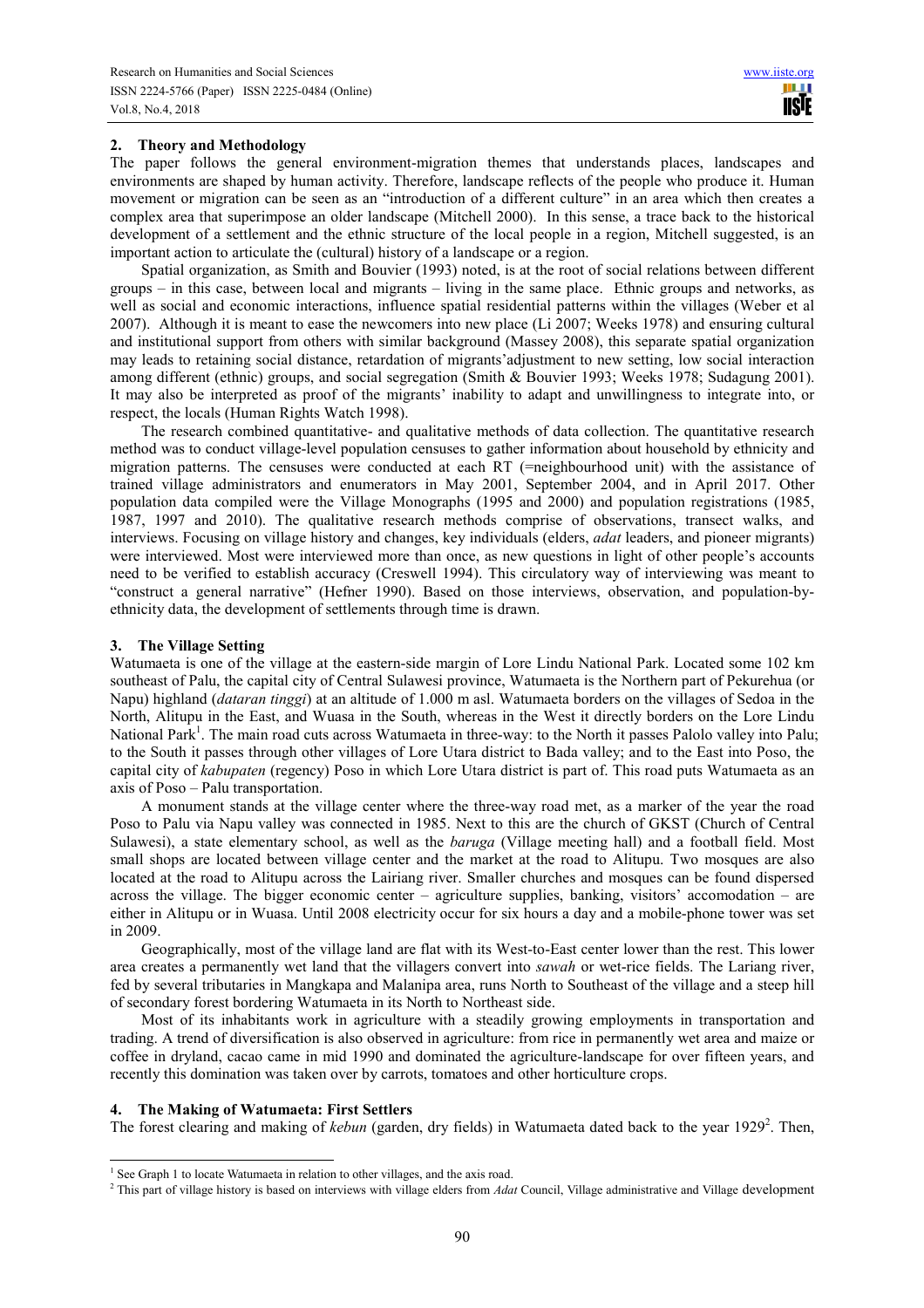## 2. Theory and Methodology

The paper follows the general environment-migration themes that understands places, landscapes and environments are shaped by human activity. Therefore, landscape reflects of the people who produce it. Human movement or migration can be seen as an "introduction of a different culture" in an area which then creates a complex area that superimpose an older landscape (Mitchell 2000). In this sense, a trace back to the historical development of a settlement and the ethnic structure of the local people in a region, Mitchell suggested, is an important action to articulate the (cultural) history of a landscape or a region.

Spatial organization, as Smith and Bouvier (1993) noted, is at the root of social relations between different groups – in this case, between local and migrants – living in the same place. Ethnic groups and networks, as well as social and economic interactions, influence spatial residential patterns within the villages (Weber et al 2007). Although it is meant to ease the newcomers into new place (Li 2007; Weeks 1978) and ensuring cultural and institutional support from others with similar background (Massey 2008), this separate spatial organization may leads to retaining social distance, retardation of migrants'adjustment to new setting, low social interaction among different (ethnic) groups, and social segregation (Smith & Bouvier 1993; Weeks 1978; Sudagung 2001). It may also be interpreted as proof of the migrants' inability to adapt and unwillingness to integrate into, or respect, the locals (Human Rights Watch 1998).

The research combined quantitative- and qualitative methods of data collection. The quantitative research method was to conduct village-level population censuses to gather information about household by ethnicity and migration patterns. The censuses were conducted at each RT (=neighbourhood unit) with the assistance of trained village administrators and enumerators in May 2001, September 2004, and in April 2017. Other population data compiled were the Village Monographs (1995 and 2000) and population registrations (1985, 1987, 1997 and 2010). The qualitative research methods comprise of observations, transect walks, and interviews. Focusing on village history and changes, key individuals (elders, *adat* leaders, and pioneer migrants) were interviewed. Most were interviewed more than once, as new questions in light of other people's accounts need to be verified to establish accuracy (Creswell 1994). This circulatory way of interviewing was meant to "construct a general narrative" (Hefner 1990). Based on those interviews, observation, and population-by-ethnicity data, the development of settlements through time is drawn.

## 3. The Village Setting

Watumaeta is one of the village at the eastern-side margin of Lore Lindu National Park. Located some 102 km southeast of Palu, the capital city of Central Sulawesi province, Watumaeta is the Northern part of Pekurehua (or Napu) highland (*dataran tinggi*) at an altitude of 1.000 m asl. Watumaeta borders on the villages of Sedoa in the North, Alitupu in the East, and Wuasa in the South, whereas in the West it directly borders on the Lore Lindu National Park[1]. The main road cuts across Watumaeta in three-way: to the North it passes Palolo valley into Palu; to the South it passes through other villages of Lore Utara district to Bada valley; and to the East into Poso, the capital city of *kabupaten* (regency) Poso in which Lore Utara district is part of. This road puts Watumaeta as an axis of Poso – Palu transportation.

A monument stands at the village center where the three-way road met, as a marker of the year the road Poso to Palu via Napu valley was connected in 1985. Next to this are the church of GKST (Church of Central Sulawesi), a state elementary school, as well as the *baruga* (Village meeting hall) and a football field. Most small shops are located between village center and the market at the road to Alitupu. Two mosques are also located at the road to Alitupu across the Lairiang river. Smaller churches and mosques can be found dispersed across the village. The bigger economic center – agriculture supplies, banking, visitors' accomodation – are either in Alitupu or in Wuasa. Until 2008 electricity occur for six hours a day and a mobile-phone tower was set in 2009.

Geographically, most of the village land are flat with its West-to-East center lower than the rest. This lower area creates a permanently wet land that the villagers convert into *sawah* or wet-rice fields. The Lariang river, fed by several tributaries in Mangkapa and Malanipa area, runs North to Southeast of the village and a steep hill of secondary forest bordering Watumaeta in its North to Northeast side.

Most of its inhabitants work in agriculture with a steadily growing employments in transportation and trading. A trend of diversification is also observed in agriculture: from rice in permanently wet area and maize or coffee in dryland, cacao came in mid 1990 and dominated the agriculture-landscape for over fifteen years, and recently this domination was taken over by carrots, tomatoes and other horticulture crops.

## 4. The Making of Watumaeta: First Settlers

The forest clearing and making of *kebun* (garden, dry fields) in Watumaeta dated back to the year 1929[2]. Then,

---

[1] See Graph 1 to locate Watumaeta in relation to other villages, and the axis road.

[2] This part of village history is based on interviews with village elders from *Adat* Council, Village administrative and Village development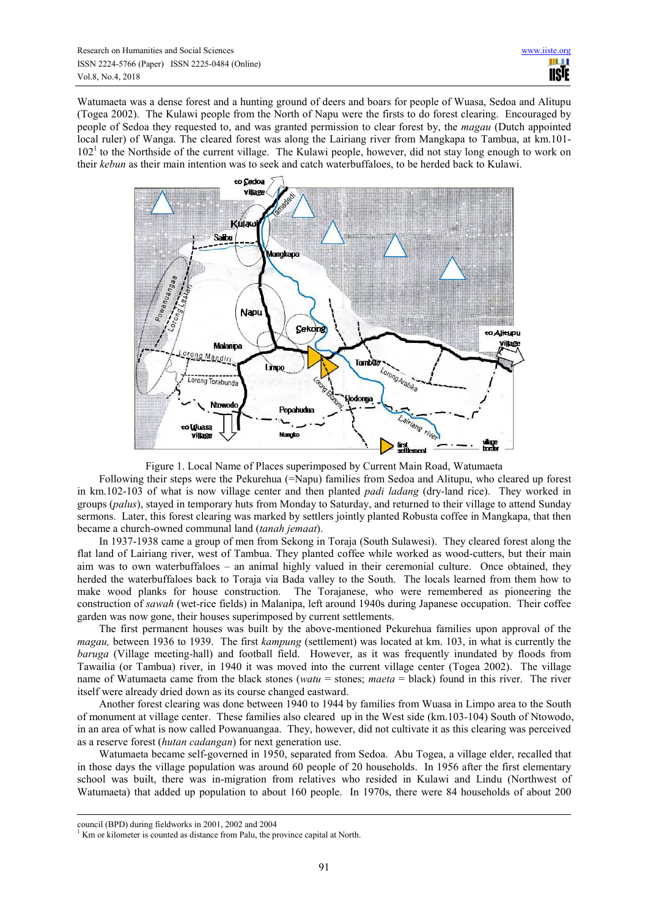Watumaeta was a dense forest and a hunting ground of deers and boars for people of Wuasa, Sedoa and Alitupu (Togea 2002). The Kulawi people from the North of Napu were the firsts to do forest clearing. Encouraged by people of Sedoa they requested to, and was granted permission to clear forest by, the *magau* (Dutch appointed local ruler) of Wanga. The cleared forest was along the Lairiang river from Mangkapa to Tambua, at km.101-102[1] to the Northside of the current village. The Kulawi people, however, did not stay long enough to work on their *kebun* as their main intention was to seek and catch waterbuffaloes, to be herded back to Kulawi.

Figure 1. Local Name of Places superimposed by Current Main Road, Watumaeta

Following their steps were the Pekurehua (=Napu) families from Sedoa and Alitupu, who cleared up forest in km.102-103 of what is now village center and then planted *padi ladang* (dry-land rice). They worked in groups (*palus*), stayed in temporary huts from Monday to Saturday, and returned to their village to attend Sunday sermons. Later, this forest clearing was marked by settlers jointly planted Robusta coffee in Mangkapa, that then became a church-owned communal land (*tanah jemaat*).

In 1937-1938 came a group of men from Sekong in Toraja (South Sulawesi). They cleared forest along the flat land of Lairiang river, west of Tambua. They planted coffee while worked as wood-cutters, but their main aim was to own waterbuffaloes – an animal highly valued in their ceremonial culture. Once obtained, they herded the waterbuffaloes back to Toraja via Bada valley to the South. The locals learned from them how to make wood planks for house construction. The Torajanese, who were remembered as pioneering the construction of *sawah* (wet-rice fields) in Malanipa, left around 1940s during Japanese occupation. Their coffee garden was now gone, their houses superimposed by current settlements.

The first permanent houses was built by the above-mentioned Pekurehua families upon approval of the *magau,* between 1936 to 1939. The first *kampung* (settlement) was located at km. 103, in what is currently the *baruga* (Village meeting-hall) and football field. However, as it was frequently inundated by floods from Tawailia (or Tambua) river, in 1940 it was moved into the current village center (Togea 2002). The village name of Watumaeta came from the black stones (*watu* = stones; *maeta* = black) found in this river. The river itself were already dried down as its course changed eastward.

Another forest clearing was done between 1940 to 1944 by families from Wuasa in Limpo area to the South of monument at village center. These families also cleared up in the West side (km.103-104) South of Ntowodo, in an area of what is now called Powanuangaa. They, however, did not cultivate it as this clearing was perceived as a reserve forest (*hutan cadangan*) for next generation use.

Watumaeta became self-governed in 1950, separated from Sedoa. Abu Togea, a village elder, recalled that in those days the village population was around 60 people of 20 households. In 1956 after the first elementary school was built, there was in-migration from relatives who resided in Kulawi and Lindu (Northwest of Watumaeta) that added up population to about 160 people. In 1970s, there were 84 households of about 200

council (BPD) during fieldworks in 2001, 2002 and 2004

[1] Km or kilometer is counted as distance from Palu, the province capital at North.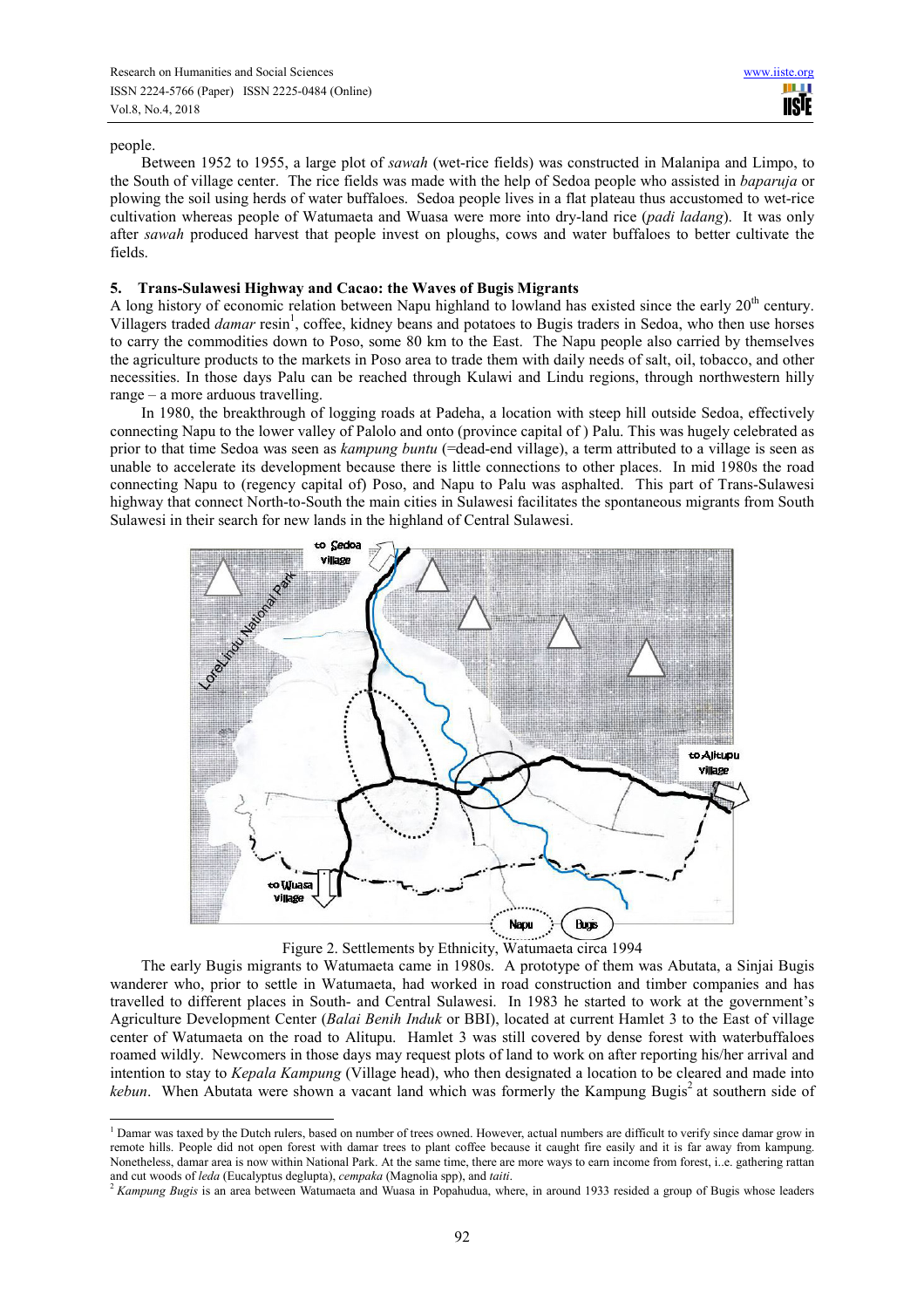people.

Between 1952 to 1955, a large plot of *sawah* (wet-rice fields) was constructed in Malanipa and Limpo, to the South of village center. The rice fields was made with the help of Sedoa people who assisted in *baparuja* or plowing the soil using herds of water buffaloes. Sedoa people lives in a flat plateau thus accustomed to wet-rice cultivation whereas people of Watumaeta and Wuasa were more into dry-land rice (*padi ladang*). It was only after *sawah* produced harvest that people invest on ploughs, cows and water buffaloes to better cultivate the fields.

## 5. Trans-Sulawesi Highway and Cacao: the Waves of Bugis Migrants

A long history of economic relation between Napu highland to lowland has existed since the early 20th century. Villagers traded *damar* resin[1], coffee, kidney beans and potatoes to Bugis traders in Sedoa, who then use horses to carry the commodities down to Poso, some 80 km to the East. The Napu people also carried by themselves the agriculture products to the markets in Poso area to trade them with daily needs of salt, oil, tobacco, and other necessities. In those days Palu can be reached through Kulawi and Lindu regions, through northwestern hilly range – a more arduous travelling.

In 1980, the breakthrough of logging roads at Padeha, a location with steep hill outside Sedoa, effectively connecting Napu to the lower valley of Palolo and onto (province capital of ) Palu. This was hugely celebrated as prior to that time Sedoa was seen as *kampung buntu* (=dead-end village), a term attributed to a village is seen as unable to accelerate its development because there is little connections to other places. In mid 1980s the road connecting Napu to (regency capital of) Poso, and Napu to Palu was asphalted. This part of Trans-Sulawesi highway that connect North-to-South the main cities in Sulawesi facilitates the spontaneous migrants from South Sulawesi in their search for new lands in the highland of Central Sulawesi.

Figure 2. Settlements by Ethnicity, Watumaeta circa 1994

The early Bugis migrants to Watumaeta came in 1980s. A prototype of them was Abutata, a Sinjai Bugis wanderer who, prior to settle in Watumaeta, had worked in road construction and timber companies and has travelled to different places in South- and Central Sulawesi. In 1983 he started to work at the government's Agriculture Development Center (*Balai Benih Induk* or BBI), located at current Hamlet 3 to the East of village center of Watumaeta on the road to Alitupu. Hamlet 3 was still covered by dense forest with waterbuffaloes roamed wildly. Newcomers in those days may request plots of land to work on after reporting his/her arrival and intention to stay to *Kepala Kampung* (Village head), who then designated a location to be cleared and made into *kebun*. When Abutata were shown a vacant land which was formerly the Kampung Bugis[2] at southern side of

[1] Damar was taxed by the Dutch rulers, based on number of trees owned. However, actual numbers are difficult to verify since damar grow in remote hills. People did not open forest with damar trees to plant coffee because it caught fire easily and it is far away from kampung. Nonetheless, damar area is now within National Park. At the same time, there are more ways to earn income from forest, i..e. gathering rattan and cut woods of *leda* (Eucalyptus deglupta), *cempaka* (Magnolia spp), and *taiti*.

[2] *Kampung Bugis* is an area between Watumaeta and Wuasa in Popahudua, where, in around 1933 resided a group of Bugis whose leaders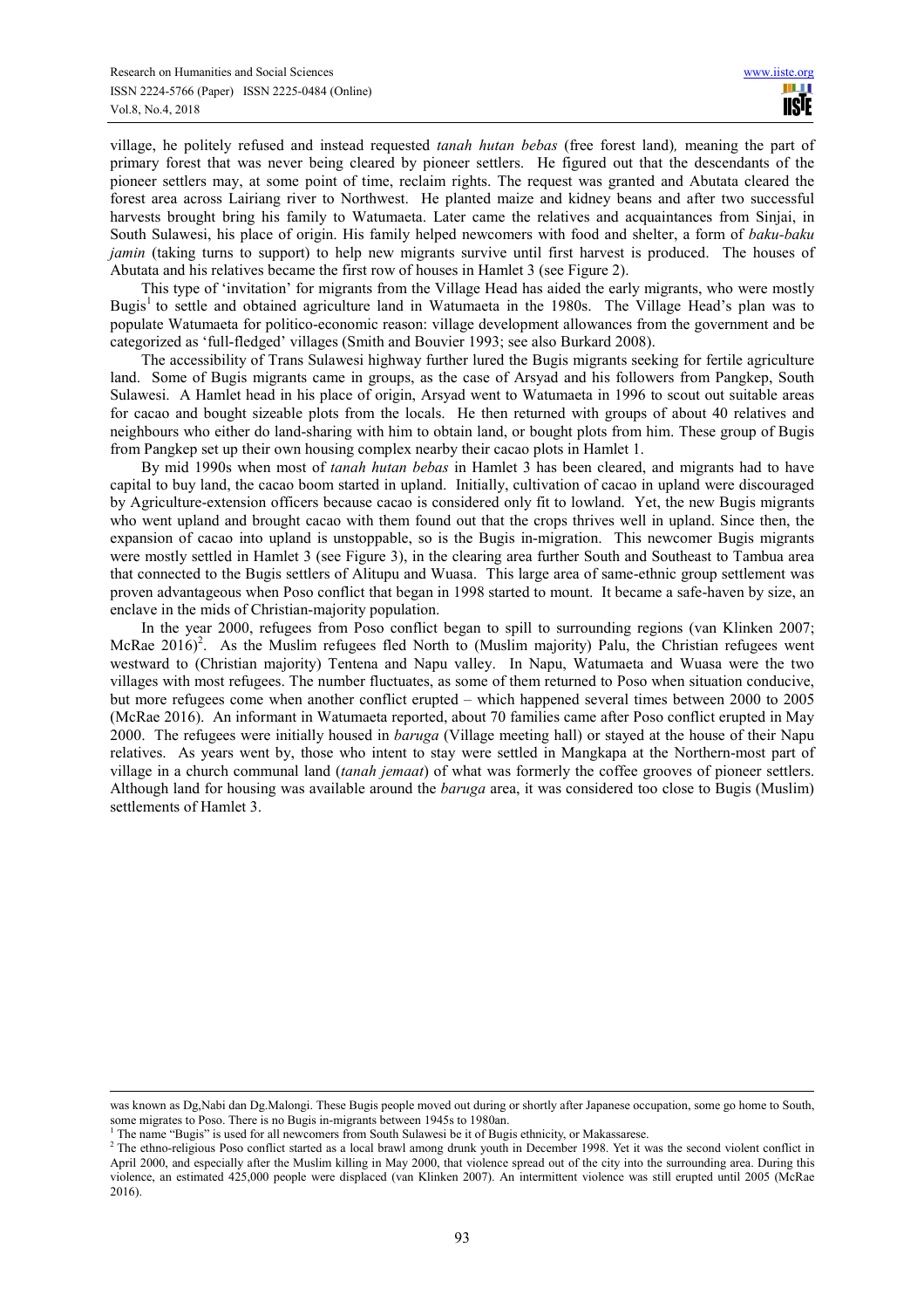village, he politely refused and instead requested *tanah hutan bebas* (free forest land)*,* meaning the part of primary forest that was never being cleared by pioneer settlers. He figured out that the descendants of the pioneer settlers may, at some point of time, reclaim rights. The request was granted and Abutata cleared the forest area across Lairiang river to Northwest. He planted maize and kidney beans and after two successful harvests brought bring his family to Watumaeta. Later came the relatives and acquaintances from Sinjai, in South Sulawesi, his place of origin. His family helped newcomers with food and shelter, a form of *baku-baku jamin* (taking turns to support) to help new migrants survive until first harvest is produced. The houses of Abutata and his relatives became the first row of houses in Hamlet 3 (see Figure 2).

This type of 'invitation' for migrants from the Village Head has aided the early migrants, who were mostly Bugis[1] to settle and obtained agriculture land in Watumaeta in the 1980s. The Village Head's plan was to populate Watumaeta for politico-economic reason: village development allowances from the government and be categorized as 'full-fledged' villages (Smith and Bouvier 1993; see also Burkard 2008).

The accessibility of Trans Sulawesi highway further lured the Bugis migrants seeking for fertile agriculture land. Some of Bugis migrants came in groups, as the case of Arsyad and his followers from Pangkep, South Sulawesi. A Hamlet head in his place of origin, Arsyad went to Watumaeta in 1996 to scout out suitable areas for cacao and bought sizeable plots from the locals. He then returned with groups of about 40 relatives and neighbours who either do land-sharing with him to obtain land, or bought plots from him. These group of Bugis from Pangkep set up their own housing complex nearby their cacao plots in Hamlet 1.

By mid 1990s when most of *tanah hutan bebas* in Hamlet 3 has been cleared, and migrants had to have capital to buy land, the cacao boom started in upland. Initially, cultivation of cacao in upland were discouraged by Agriculture-extension officers because cacao is considered only fit to lowland. Yet, the new Bugis migrants who went upland and brought cacao with them found out that the crops thrives well in upland. Since then, the expansion of cacao into upland is unstoppable, so is the Bugis in-migration. This newcomer Bugis migrants were mostly settled in Hamlet 3 (see Figure 3), in the clearing area further South and Southeast to Tambua area that connected to the Bugis settlers of Alitupu and Wuasa. This large area of same-ethnic group settlement was proven advantageous when Poso conflict that began in 1998 started to mount. It became a safe-haven by size, an enclave in the mids of Christian-majority population.

In the year 2000, refugees from Poso conflict began to spill to surrounding regions (van Klinken 2007; McRae 2016)[2]. As the Muslim refugees fled North to (Muslim majority) Palu, the Christian refugees went westward to (Christian majority) Tentena and Napu valley. In Napu, Watumaeta and Wuasa were the two villages with most refugees. The number fluctuates, as some of them returned to Poso when situation conducive, but more refugees come when another conflict erupted – which happened several times between 2000 to 2005 (McRae 2016). An informant in Watumaeta reported, about 70 families came after Poso conflict erupted in May 2000. The refugees were initially housed in *baruga* (Village meeting hall) or stayed at the house of their Napu relatives. As years went by, those who intent to stay were settled in Mangkapa at the Northern-most part of village in a church communal land (*tanah jemaat*) of what was formerly the coffee grooves of pioneer settlers. Although land for housing was available around the *baruga* area, it was considered too close to Bugis (Muslim) settlements of Hamlet 3.

---

was known as Dg,Nabi dan Dg.Malongi. These Bugis people moved out during or shortly after Japanese occupation, some go home to South, some migrates to Poso. There is no Bugis in-migrants between 1945s to 1980an.

[1] The name "Bugis" is used for all newcomers from South Sulawesi be it of Bugis ethnicity, or Makassarese.

[2] The ethno-religious Poso conflict started as a local brawl among drunk youth in December 1998. Yet it was the second violent conflict in April 2000, and especially after the Muslim killing in May 2000, that violence spread out of the city into the surrounding area. During this violence, an estimated 425,000 people were displaced (van Klinken 2007). An intermittent violence was still erupted until 2005 (McRae 2016).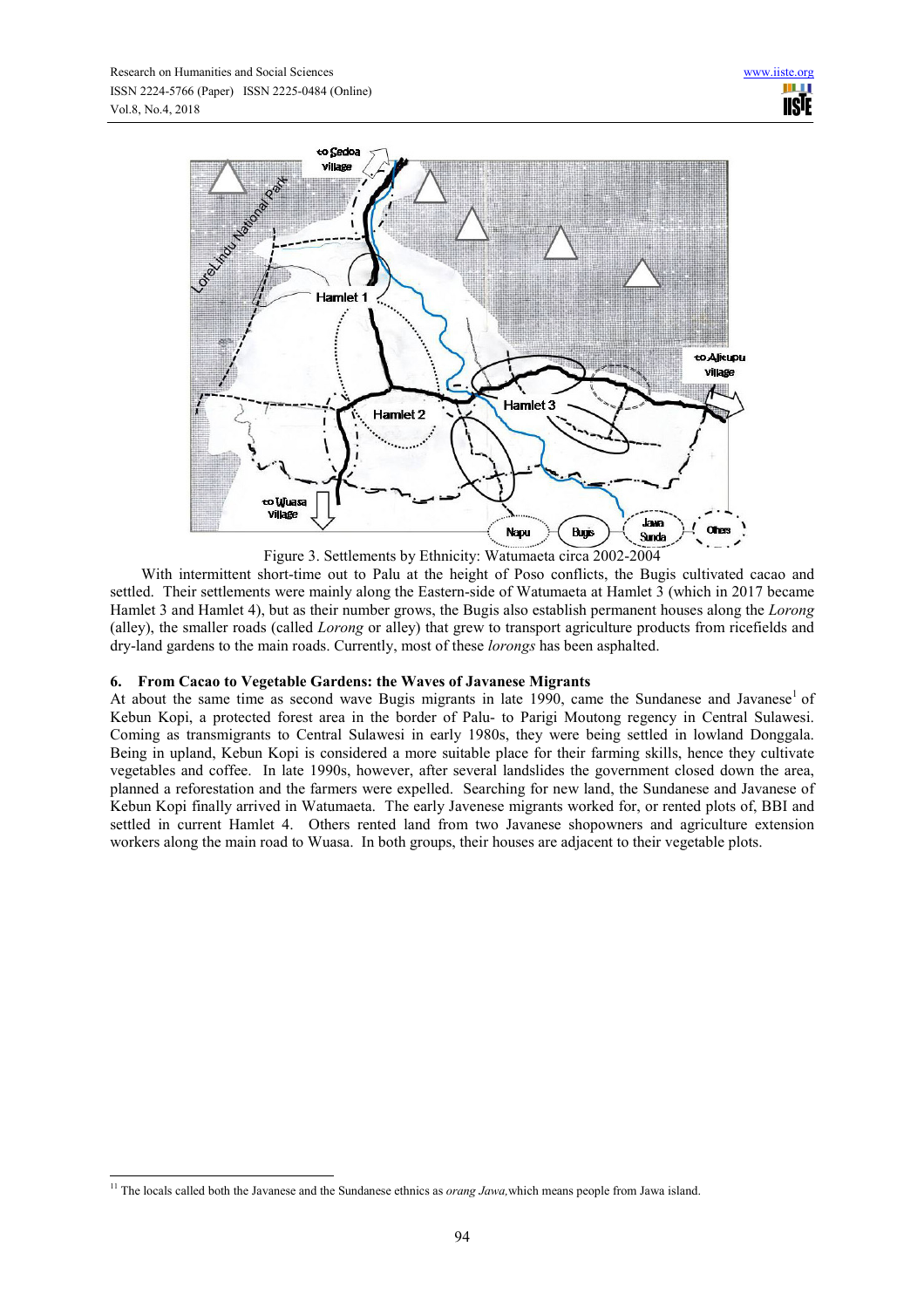Figure 3. Settlements by Ethnicity: Watumaeta circa 2002-2004

With intermittent short-time out to Palu at the height of Poso conflicts, the Bugis cultivated cacao and settled. Their settlements were mainly along the Eastern-side of Watumaeta at Hamlet 3 (which in 2017 became Hamlet 3 and Hamlet 4), but as their number grows, the Bugis also establish permanent houses along the *Lorong* (alley), the smaller roads (called *Lorong* or alley) that grew to transport agriculture products from ricefields and dry-land gardens to the main roads. Currently, most of these *lorongs* has been asphalted.

## 6. From Cacao to Vegetable Gardens: the Waves of Javanese Migrants

At about the same time as second wave Bugis migrants in late 1990, came the Sundanese and Javanese[1] of Kebun Kopi, a protected forest area in the border of Palu- to Parigi Moutong regency in Central Sulawesi. Coming as transmigrants to Central Sulawesi in early 1980s, they were being settled in lowland Donggala. Being in upland, Kebun Kopi is considered a more suitable place for their farming skills, hence they cultivate vegetables and coffee. In late 1990s, however, after several landslides the government closed down the area, planned a reforestation and the farmers were expelled. Searching for new land, the Sundanese and Javanese of Kebun Kopi finally arrived in Watumaeta. The early Javenese migrants worked for, or rented plots of, BBI and settled in current Hamlet 4. Others rented land from two Javanese shopowners and agriculture extension workers along the main road to Wuasa. In both groups, their houses are adjacent to their vegetable plots.

---

[1] The locals called both the Javanese and the Sundanese ethnics as *orang Jawa,* which means people from Jawa island.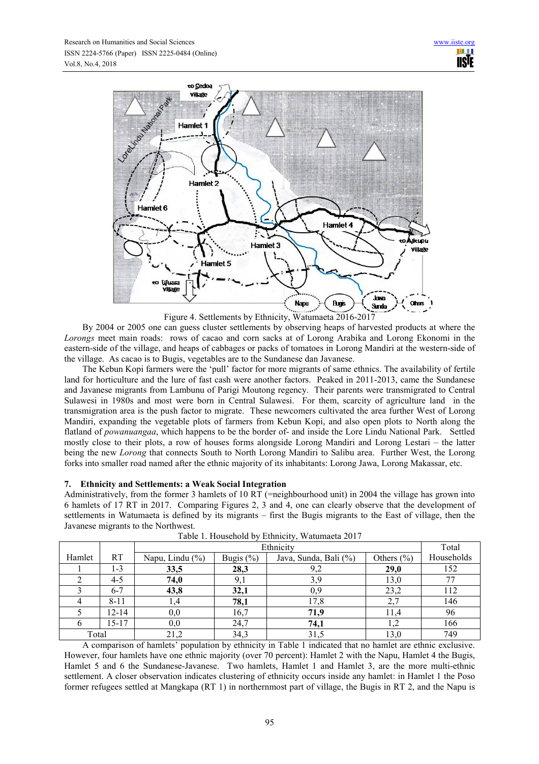Figure 4. Settlements by Ethnicity, Watumaeta 2016-2017

By 2004 or 2005 one can guess cluster settlements by observing heaps of harvested products at where the *Lorongs* meet main roads: rows of cacao and corn sacks at of Lorong Arabika and Lorong Ekonomi in the eastern-side of the village, and heaps of cabbages or packs of tomatoes in Lorong Mandiri at the western-side of the village. As cacao is to Bugis, vegetables are to the Sundanese dan Javanese.

The Kebun Kopi farmers were the 'pull' factor for more migrants of same ethnics. The availability of fertile land for horticulture and the lure of fast cash were another factors. Peaked in 2011-2013, came the Sundanese and Javanese migrants from Lambunu of Parigi Moutong regency. Their parents were transmigrated to Central Sulawesi in 1980s and most were born in Central Sulawesi. For them, scarcity of agriculture land in the transmigration area is the push factor to migrate. These newcomers cultivated the area further West of Lorong Mandiri, expanding the vegetable plots of farmers from Kebun Kopi, and also open plots to North along the flatland of *powanuangaa*, which happens to be the border of- and inside the Lore Lindu National Park. Settled mostly close to their plots, a row of houses forms alongside Lorong Mandiri and Lorong Lestari – the latter being the new *Lorong* that connects South to North Lorong Mandiri to Salibu area. Further West, the Lorong forks into smaller road named after the ethnic majority of its inhabitants: Lorong Jawa, Lorong Makassar, etc.

## 7. Ethnicity and Settlements: a Weak Social Integration

Administratively, from the former 3 hamlets of 10 RT (=neighbourhood unit) in 2004 the village has grown into 6 hamlets of 17 RT in 2017. Comparing Figures 2, 3 and 4, one can clearly observe that the development of settlements in Watumaeta is defined by its migrants – first the Bugis migrants to the East of village, then the Javanese migrants to the Northwest.

Table 1. Household by Ethnicity, Watumaeta 2017

| Hamlet | RT | Ethnicity | | | | Total Households |
|---|---|---|---|---|---|---|
| | | Napu, Lindu (%) | Bugis (%) | Java, Sunda, Bali (%) | Others (%) | |
| 1 | 1-3 | **33,5** | **28,3** | 9,2 | **29,0** | 152 |
| 2 | 4-5 | **74,0** | 9,1 | 3,9 | 13,0 | 77 |
| 3 | 6-7 | **43,8** | **32,1** | 0,9 | 23,2 | 112 |
| 4 | 8-11 | 1,4 | **78,1** | 17,8 | 2,7 | 146 |
| 5 | 12-14 | 0,0 | 16,7 | **71,9** | 11,4 | 96 |
| 6 | 15-17 | 0,0 | 24,7 | **74,1** | 1,2 | 166 |
| Total | | 21,2 | 34,3 | 31,5 | 13,0 | 749 |

A comparison of hamlets' population by ethnicity in Table 1 indicated that no hamlet are ethnic exclusive. However, four hamlets have one ethnic majority (over 70 percent): Hamlet 2 with the Napu, Hamlet 4 the Bugis, Hamlet 5 and 6 the Sundanese-Javanese. Two hamlets, Hamlet 1 and Hamlet 3, are the more multi-ethnic settlement. A closer observation indicates clustering of ethnicity occurs inside any hamlet: in Hamlet 1 the Poso former refugees settled at Mangkapa (RT 1) in northernmost part of village, the Bugis in RT 2, and the Napu is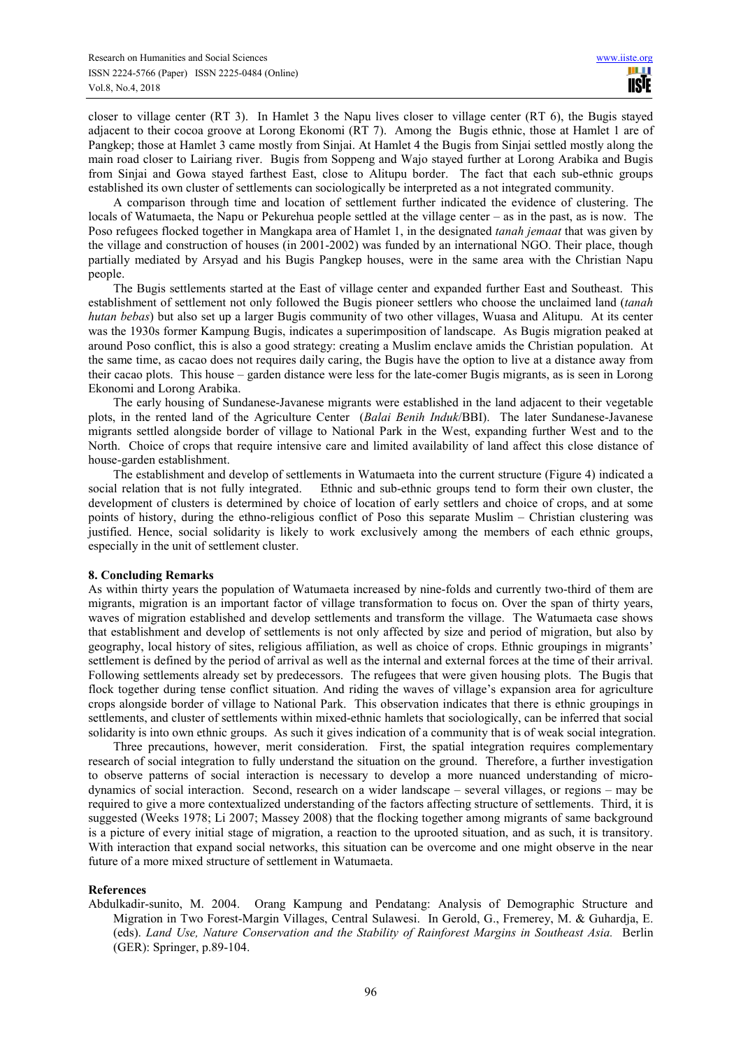closer to village center (RT 3). In Hamlet 3 the Napu lives closer to village center (RT 6), the Bugis stayed adjacent to their cocoa groove at Lorong Ekonomi (RT 7). Among the Bugis ethnic, those at Hamlet 1 are of Pangkep; those at Hamlet 3 came mostly from Sinjai. At Hamlet 4 the Bugis from Sinjai settled mostly along the main road closer to Lairiang river. Bugis from Soppeng and Wajo stayed further at Lorong Arabika and Bugis from Sinjai and Gowa stayed farthest East, close to Alitupu border. The fact that each sub-ethnic groups established its own cluster of settlements can sociologically be interpreted as a not integrated community.

A comparison through time and location of settlement further indicated the evidence of clustering. The locals of Watumaeta, the Napu or Pekurehua people settled at the village center – as in the past, as is now. The Poso refugees flocked together in Mangkapa area of Hamlet 1, in the designated *tanah jemaat* that was given by the village and construction of houses (in 2001-2002) was funded by an international NGO. Their place, though partially mediated by Arsyad and his Bugis Pangkep houses, were in the same area with the Christian Napu people.

The Bugis settlements started at the East of village center and expanded further East and Southeast. This establishment of settlement not only followed the Bugis pioneer settlers who choose the unclaimed land (*tanah hutan bebas*) but also set up a larger Bugis community of two other villages, Wuasa and Alitupu. At its center was the 1930s former Kampung Bugis, indicates a superimposition of landscape. As Bugis migration peaked at around Poso conflict, this is also a good strategy: creating a Muslim enclave amids the Christian population. At the same time, as cacao does not requires daily caring, the Bugis have the option to live at a distance away from their cacao plots. This house – garden distance were less for the late-comer Bugis migrants, as is seen in Lorong Ekonomi and Lorong Arabika.

The early housing of Sundanese-Javanese migrants were established in the land adjacent to their vegetable plots, in the rented land of the Agriculture Center (*Balai Benih Induk*/BBI). The later Sundanese-Javanese migrants settled alongside border of village to National Park in the West, expanding further West and to the North. Choice of crops that require intensive care and limited availability of land affect this close distance of house-garden establishment.

The establishment and develop of settlements in Watumaeta into the current structure (Figure 4) indicated a social relation that is not fully integrated. Ethnic and sub-ethnic groups tend to form their own cluster, the development of clusters is determined by choice of location of early settlers and choice of crops, and at some points of history, during the ethno-religious conflict of Poso this separate Muslim – Christian clustering was justified. Hence, social solidarity is likely to work exclusively among the members of each ethnic groups, especially in the unit of settlement cluster.

## 8. Concluding Remarks

As within thirty years the population of Watumaeta increased by nine-folds and currently two-third of them are migrants, migration is an important factor of village transformation to focus on. Over the span of thirty years, waves of migration established and develop settlements and transform the village. The Watumaeta case shows that establishment and develop of settlements is not only affected by size and period of migration, but also by geography, local history of sites, religious affiliation, as well as choice of crops. Ethnic groupings in migrants' settlement is defined by the period of arrival as well as the internal and external forces at the time of their arrival. Following settlements already set by predecessors. The refugees that were given housing plots. The Bugis that flock together during tense conflict situation. And riding the waves of village's expansion area for agriculture crops alongside border of village to National Park. This observation indicates that there is ethnic groupings in settlements, and cluster of settlements within mixed-ethnic hamlets that sociologically, can be inferred that social solidarity is into own ethnic groups. As such it gives indication of a community that is of weak social integration.

Three precautions, however, merit consideration. First, the spatial integration requires complementary research of social integration to fully understand the situation on the ground. Therefore, a further investigation to observe patterns of social interaction is necessary to develop a more nuanced understanding of micro-dynamics of social interaction. Second, research on a wider landscape – several villages, or regions – may be required to give a more contextualized understanding of the factors affecting structure of settlements. Third, it is suggested (Weeks 1978; Li 2007; Massey 2008) that the flocking together among migrants of same background is a picture of every initial stage of migration, a reaction to the uprooted situation, and as such, it is transitory. With interaction that expand social networks, this situation can be overcome and one might observe in the near future of a more mixed structure of settlement in Watumaeta.

## References

Abdulkadir-sunito, M. 2004. Orang Kampung and Pendatang: Analysis of Demographic Structure and Migration in Two Forest-Margin Villages, Central Sulawesi. In Gerold, G., Fremerey, M. & Guhardja, E. (eds). *Land Use, Nature Conservation and the Stability of Rainforest Margins in Southeast Asia.* Berlin (GER): Springer, p.89-104.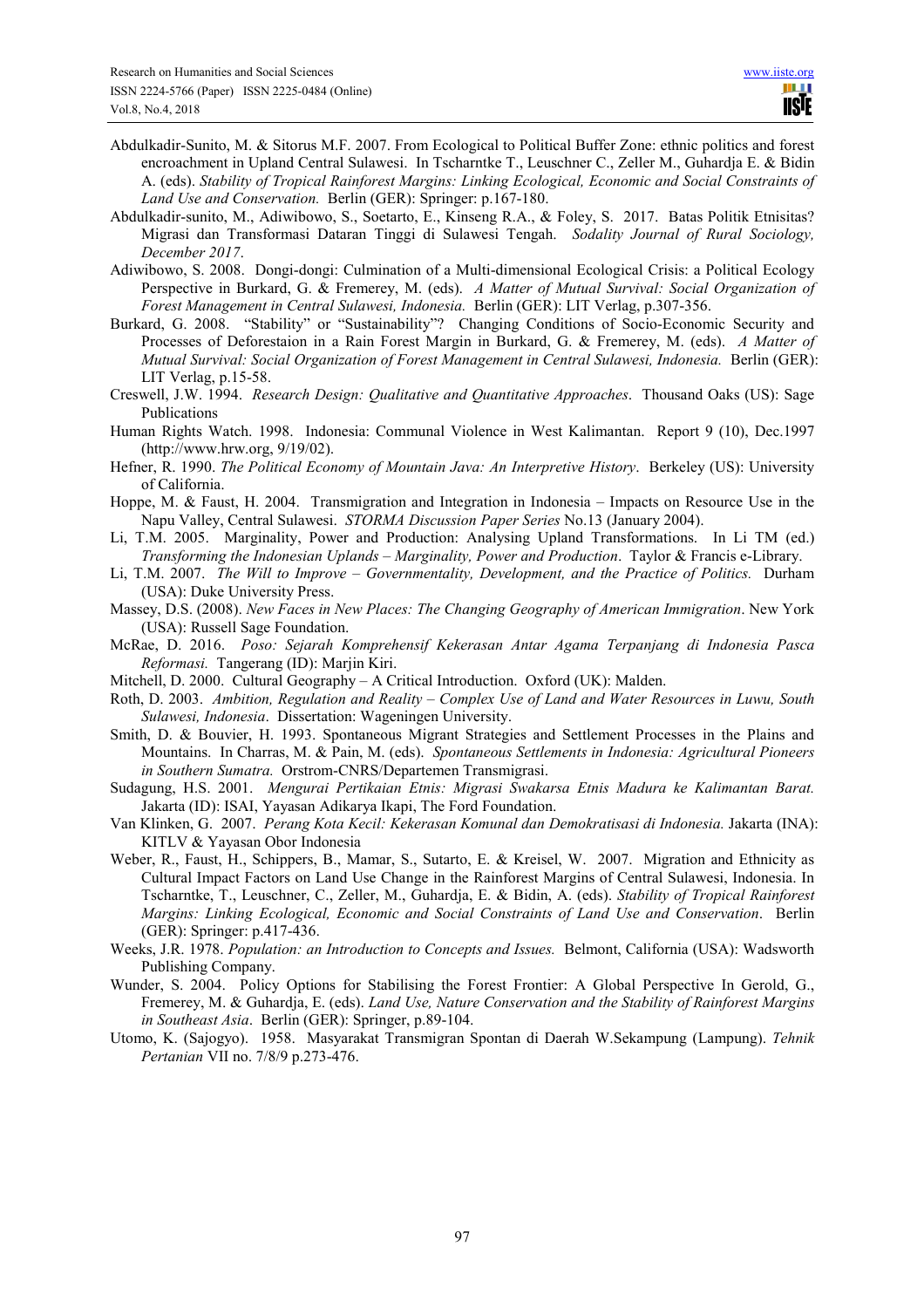Abdulkadir-Sunito, M. & Sitorus M.F. 2007. From Ecological to Political Buffer Zone: ethnic politics and forest encroachment in Upland Central Sulawesi. In Tscharntke T., Leuschner C., Zeller M., Guhardja E. & Bidin A. (eds). *Stability of Tropical Rainforest Margins: Linking Ecological, Economic and Social Constraints of Land Use and Conservation.* Berlin (GER): Springer: p.167-180.

Abdulkadir-sunito, M., Adiwibowo, S., Soetarto, E., Kinseng R.A., & Foley, S. 2017. Batas Politik Etnisitas? Migrasi dan Transformasi Dataran Tinggi di Sulawesi Tengah. *Sodality Journal of Rural Sociology, December 2017*.

Adiwibowo, S. 2008. Dongi-dongi: Culmination of a Multi-dimensional Ecological Crisis: a Political Ecology Perspective in Burkard, G. & Fremerey, M. (eds). *A Matter of Mutual Survival: Social Organization of Forest Management in Central Sulawesi, Indonesia.* Berlin (GER): LIT Verlag, p.307-356.

Burkard, G. 2008. "Stability" or "Sustainability"? Changing Conditions of Socio-Economic Security and Processes of Deforestaion in a Rain Forest Margin in Burkard, G. & Fremerey, M. (eds). *A Matter of Mutual Survival: Social Organization of Forest Management in Central Sulawesi, Indonesia.* Berlin (GER): LIT Verlag, p.15-58.

Creswell, J.W. 1994. *Research Design: Qualitative and Quantitative Approaches*. Thousand Oaks (US): Sage Publications

Human Rights Watch. 1998. Indonesia: Communal Violence in West Kalimantan. Report 9 (10), Dec.1997 (http://www.hrw.org, 9/19/02).

Hefner, R. 1990. *The Political Economy of Mountain Java: An Interpretive History*. Berkeley (US): University of California.

Hoppe, M. & Faust, H. 2004. Transmigration and Integration in Indonesia – Impacts on Resource Use in the Napu Valley, Central Sulawesi. *STORMA Discussion Paper Series* No.13 (January 2004).

Li, T.M. 2005. Marginality, Power and Production: Analysing Upland Transformations. In Li TM (ed.) *Transforming the Indonesian Uplands – Marginality, Power and Production*. Taylor & Francis e-Library.

Li, T.M. 2007. *The Will to Improve – Governmentality, Development, and the Practice of Politics.* Durham (USA): Duke University Press.

Massey, D.S. (2008). *New Faces in New Places: The Changing Geography of American Immigration*. New York (USA): Russell Sage Foundation.

McRae, D. 2016. *Poso: Sejarah Komprehensif Kekerasan Antar Agama Terpanjang di Indonesia Pasca Reformasi.* Tangerang (ID): Marjin Kiri.

Mitchell, D. 2000. Cultural Geography – A Critical Introduction. Oxford (UK): Malden.

Roth, D. 2003. *Ambition, Regulation and Reality – Complex Use of Land and Water Resources in Luwu, South Sulawesi, Indonesia*. Dissertation: Wageningen University.

Smith, D. & Bouvier, H. 1993. Spontaneous Migrant Strategies and Settlement Processes in the Plains and Mountains. In Charras, M. & Pain, M. (eds). *Spontaneous Settlements in Indonesia: Agricultural Pioneers in Southern Sumatra.* Orstrom-CNRS/Departemen Transmigrasi.

Sudagung, H.S. 2001. *Mengurai Pertikaian Etnis: Migrasi Swakarsa Etnis Madura ke Kalimantan Barat.* Jakarta (ID): ISAI, Yayasan Adikarya Ikapi, The Ford Foundation.

Van Klinken, G. 2007. *Perang Kota Kecil: Kekerasan Komunal dan Demokratisasi di Indonesia.* Jakarta (INA): KITLV & Yayasan Obor Indonesia

Weber, R., Faust, H., Schippers, B., Mamar, S., Sutarto, E. & Kreisel, W. 2007. Migration and Ethnicity as Cultural Impact Factors on Land Use Change in the Rainforest Margins of Central Sulawesi, Indonesia. In Tscharntke, T., Leuschner, C., Zeller, M., Guhardja, E. & Bidin, A. (eds). *Stability of Tropical Rainforest Margins: Linking Ecological, Economic and Social Constraints of Land Use and Conservation*. Berlin (GER): Springer: p.417-436.

Weeks, J.R. 1978. *Population: an Introduction to Concepts and Issues.* Belmont, California (USA): Wadsworth Publishing Company.

Wunder, S. 2004. Policy Options for Stabilising the Forest Frontier: A Global Perspective In Gerold, G., Fremerey, M. & Guhardja, E. (eds). *Land Use, Nature Conservation and the Stability of Rainforest Margins in Southeast Asia*. Berlin (GER): Springer, p.89-104.

Utomo, K. (Sajogyo). 1958. Masyarakat Transmigran Spontan di Daerah W.Sekampung (Lampung). *Tehnik Pertanian* VII no. 7/8/9 p.273-476.